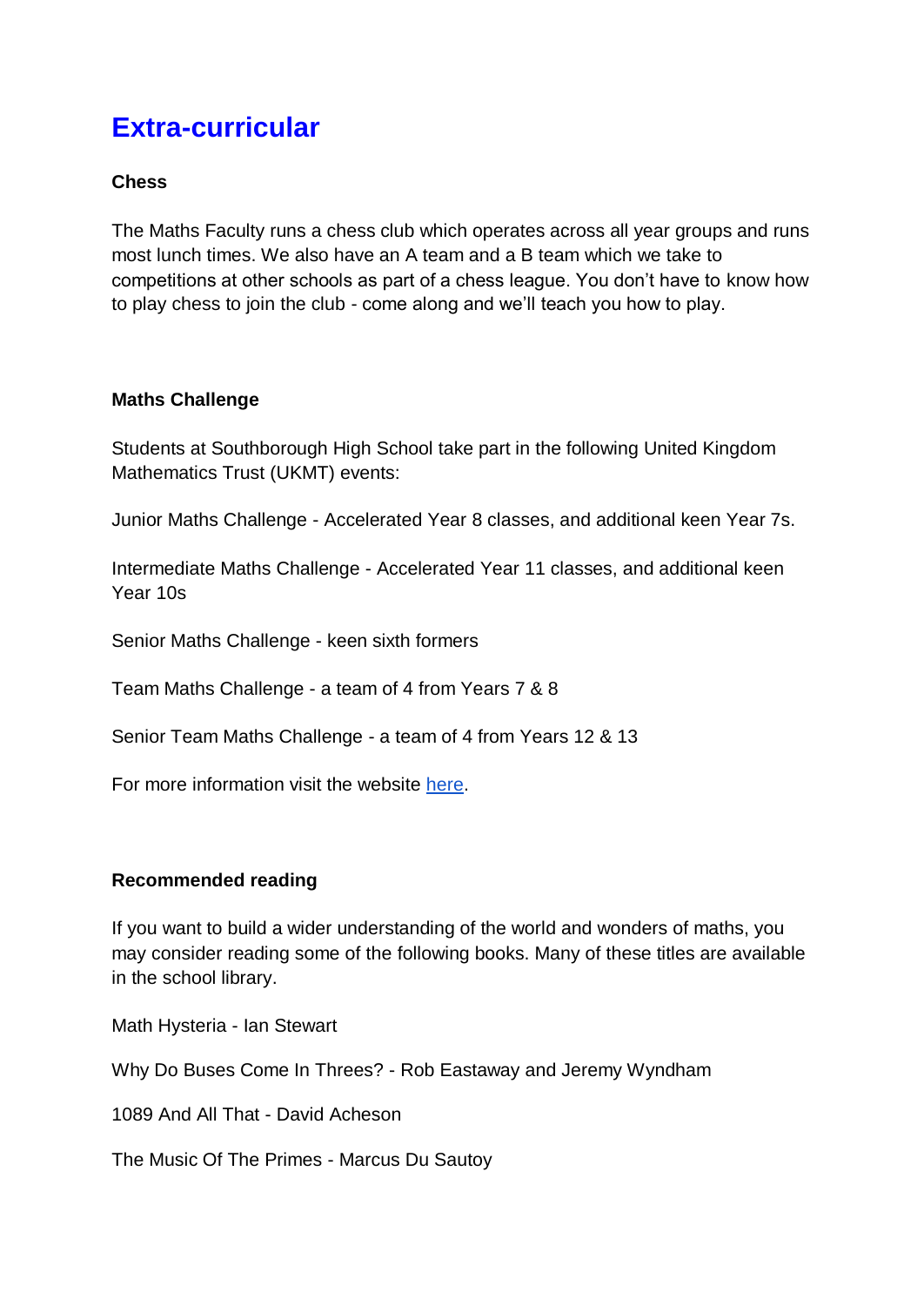# Extra-curricular

### Chess

The Maths Faculty runs a chess club which operates across all year groups and runs most lunch times. We also have an A team and a B team which we take to competitions at other schools as part of a chess league. You don't have to know how to play chess to join the club - come along and we'll teach you how to play.

### Maths Challenge

Students at Southborough High School take part in the following United Kingdom Mathematics Trust (UKMT) events:

Junior Maths Challenge - Accelerated Year 8 classes, and additional keen Year 7s.

Intermediate Maths Challenge - Accelerated Year 11 classes, and additional keen Year 10s

Senior Maths Challenge - keen sixth formers

Team Maths Challenge - a team of 4 from Years 7 & 8

Senior Team Maths Challenge - a team of 4 from Years 12 & 13

For more information visit the website here.

### Recommended reading

If you want to build a wider understanding of the world and wonders of maths, you may consider reading some of the following books. Many of these titles are available in the school library.

Math Hysteria - Ian Stewart

Why Do Buses Come In Threes? - Rob Eastaway and Jeremy Wyndham

1089 And All That - David Acheson

The Music Of The Primes - Marcus Du Sautoy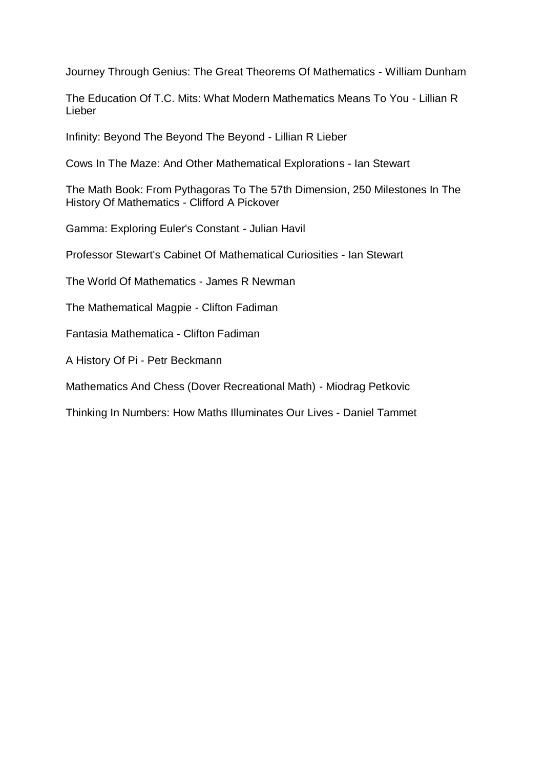Journey Through Genius: The Great Theorems Of Mathematics - William Dunham

The Education Of T.C. Mits: What Modern Mathematics Means To You - Lillian R Lieber

Infinity: Beyond The Beyond The Beyond - Lillian R Lieber

Cows In The Maze: And Other Mathematical Explorations - Ian Stewart

The Math Book: From Pythagoras To The 57th Dimension, 250 Milestones In The History Of Mathematics - Clifford A Pickover

Gamma: Exploring Euler's Constant - Julian Havil

Professor Stewart's Cabinet Of Mathematical Curiosities - Ian Stewart

The World Of Mathematics - James R Newman

The Mathematical Magpie - Clifton Fadiman

Fantasia Mathematica - Clifton Fadiman

A History Of Pi - Petr Beckmann

Mathematics And Chess (Dover Recreational Math) - Miodrag Petkovic

Thinking In Numbers: How Maths Illuminates Our Lives - Daniel Tammet